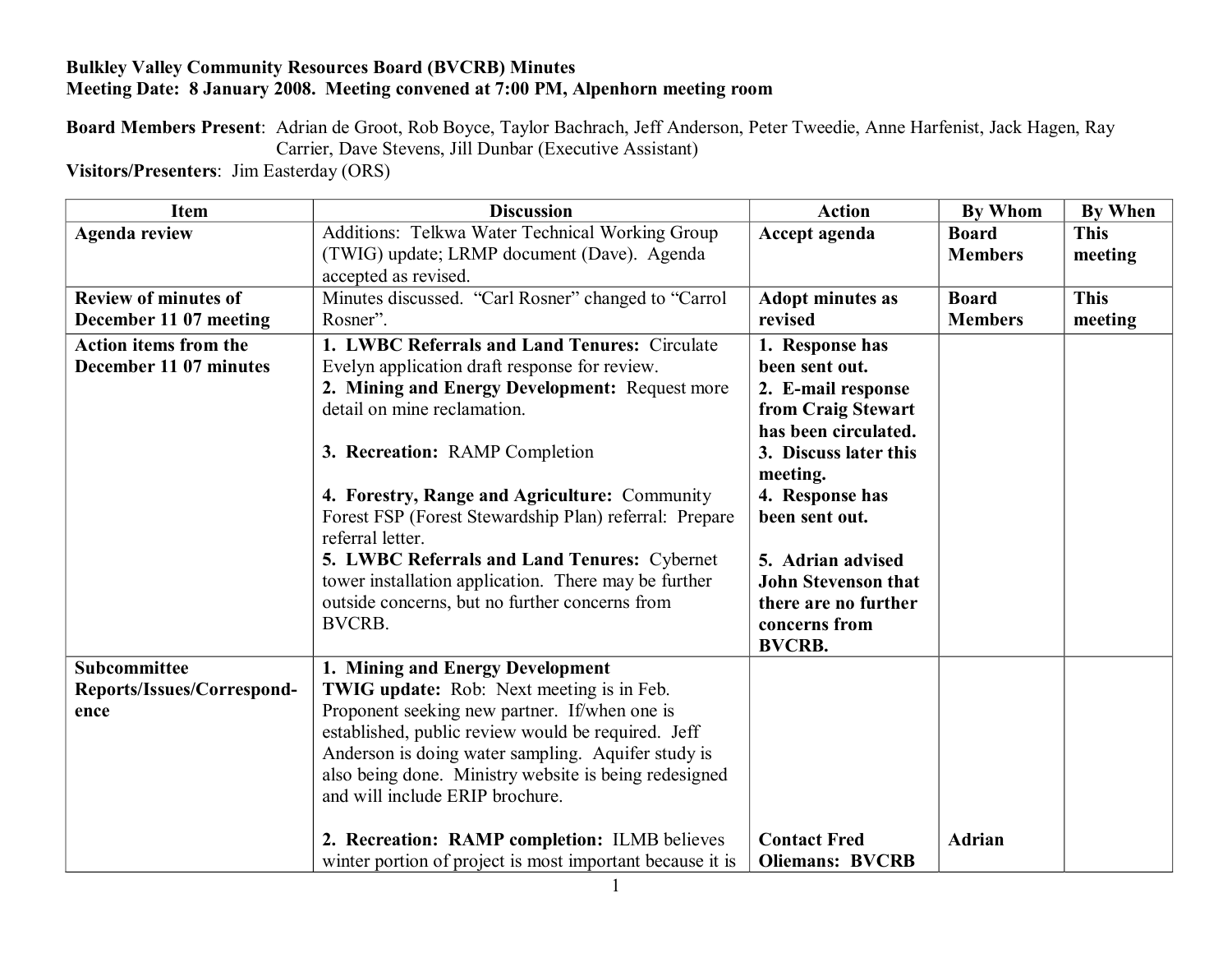**Bulkley Valley Community Resources Board (BVCRB) Minutes**
**Meeting Date: 8 January 2008. Meeting convened at 7:00 PM, Alpenhorn meeting room**

**Board Members Present**: Adrian de Groot, Rob Boyce, Taylor Bachrach, Jeff Anderson, Peter Tweedie, Anne Harfenist, Jack Hagen, Ray Carrier, Dave Stevens, Jill Dunbar (Executive Assistant)
**Visitors/Presenters**: Jim Easterday (ORS)

| Item | Discussion | Action | By Whom | By When |
|---|---|---|---|---|
| **Agenda review** | Additions: Telkwa Water Technical Working Group (TWIG) update; LRMP document (Dave). Agenda accepted as revised. | **Accept agenda** | **Board Members** | **This meeting** |
| **Review of minutes of December 11 07 meeting** | Minutes discussed. "Carl Rosner" changed to "Carrol Rosner". | **Adopt minutes as revised** | **Board Members** | **This meeting** |
| **Action items from the December 11 07 minutes** | 1. **LWBC Referrals and Land Tenures:** Circulate Evelyn application draft response for review.<br>2. **Mining and Energy Development:** Request more detail on mine reclamation.<br><br>3. **Recreation:** RAMP Completion<br><br>4. **Forestry, Range and Agriculture:** Community Forest FSP (Forest Stewardship Plan) referral: Prepare referral letter.<br>5. **LWBC Referrals and Land Tenures:** Cybernet tower installation application. There may be further outside concerns, but no further concerns from BVCRB. | **1. Response has been sent out.**<br>**2. E-mail response from Craig Stewart has been circulated.**<br>**3. Discuss later this meeting.**<br>**4. Response has been sent out.**<br><br>**5. Adrian advised John Stevenson that there are no further concerns from BVCRB.** | | |
| **Subcommittee Reports/Issues/Correspond-ence** | **1. Mining and Energy Development**<br>**TWIG update:** Rob: Next meeting is in Feb. Proponent seeking new partner. If/when one is established, public review would be required. Jeff Anderson is doing water sampling. Aquifer study is also being done. Ministry website is being redesigned and will include ERIP brochure.<br><br>2. **Recreation: RAMP completion:** ILMB believes winter portion of project is most important because it is | <br><br><br><br><br><br><br>**Contact Fred Oliemans: BVCRB** | <br><br><br><br><br><br><br>**Adrian** | |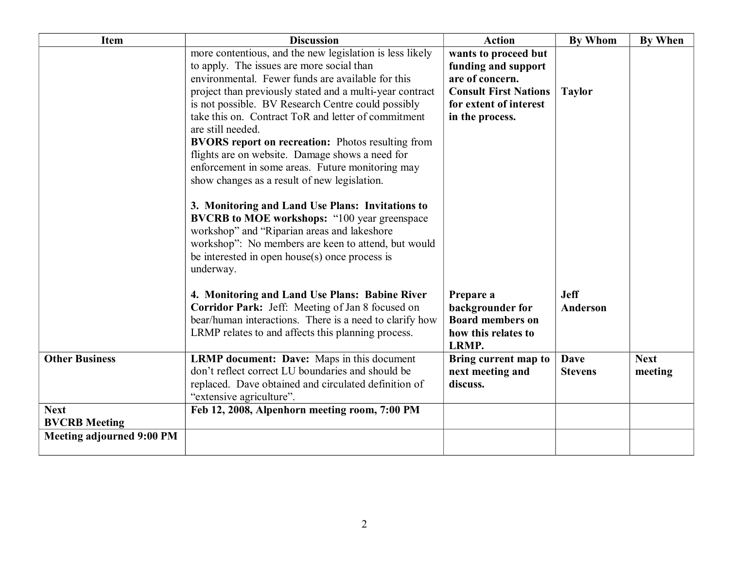| Item | Discussion | Action | By Whom | By When |
|---|---|---|---|---|
| | more contentious, and the new legislation is less likely to apply. The issues are more social than environmental. Fewer funds are available for this project than previously stated and a multi-year contract is not possible. BV Research Centre could possibly take this on. Contract ToR and letter of commitment are still needed.<br>**BVORS report on recreation:** Photos resulting from flights are on website. Damage shows a need for enforcement in some areas. Future monitoring may show changes as a result of new legislation.<br><br>**3. Monitoring and Land Use Plans: Invitations to BVCRB to MOE workshops:** "100 year greenspace workshop" and "Riparian areas and lakeshore workshop": No members are keen to attend, but would be interested in open house(s) once process is underway. | **wants to proceed but funding and support are of concern.**<br>**Consult First Nations for extent of interest in the process.** | **Taylor** | |
| | **4. Monitoring and Land Use Plans: Babine River Corridor Park:** Jeff: Meeting of Jan 8 focused on bear/human interactions. There is a need to clarify how LRMP relates to and affects this planning process. | **Prepare a backgrounder for Board members on how this relates to LRMP.** | **Jeff Anderson** | |
| **Other Business** | **LRMP document: Dave:** Maps in this document don't reflect correct LU boundaries and should be replaced. Dave obtained and circulated definition of "extensive agriculture". | **Bring current map to next meeting and discuss.** | **Dave Stevens** | **Next meeting** |
| **Next BVCRB Meeting** | **Feb 12, 2008, Alpenhorn meeting room, 7:00 PM** | | | |
| **Meeting adjourned 9:00 PM** | | | | |